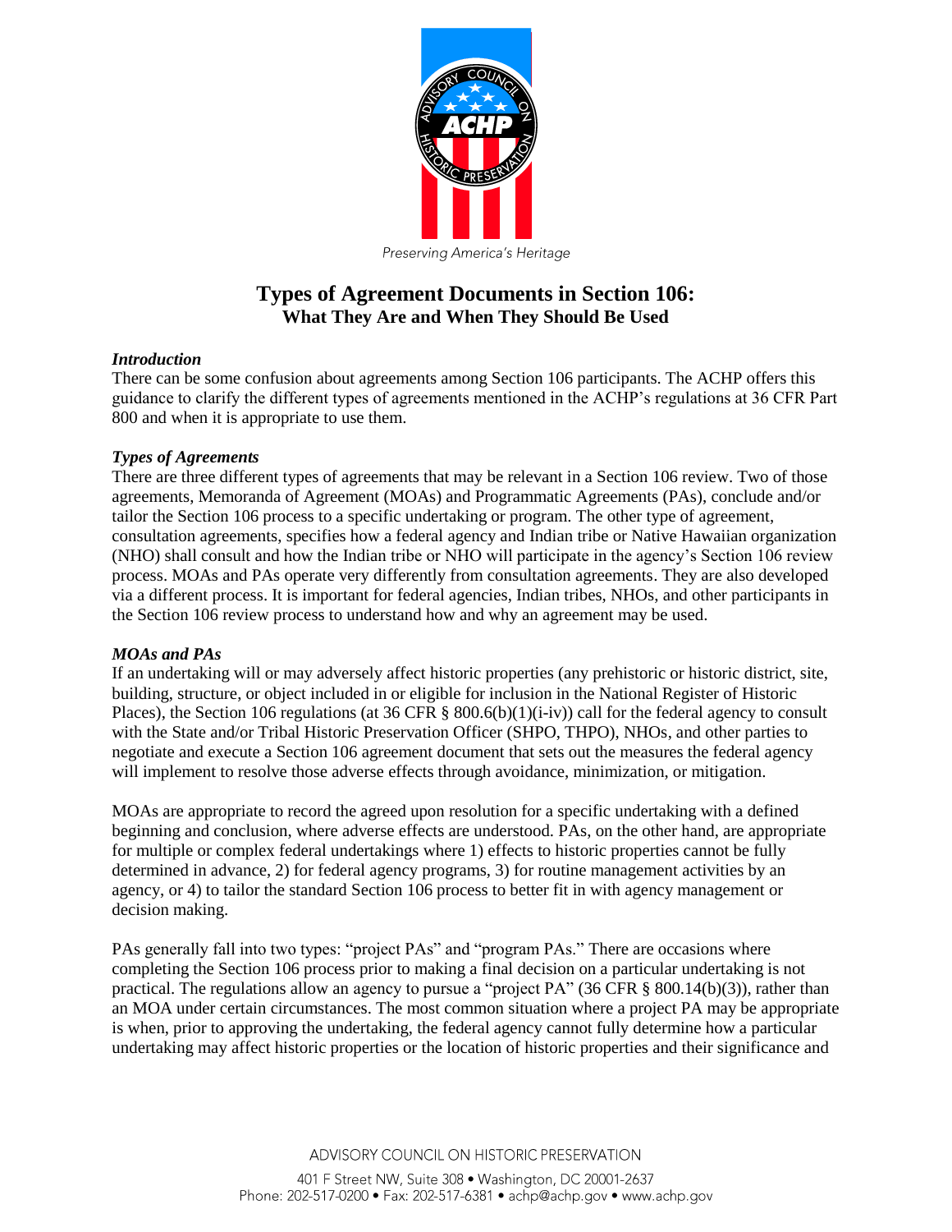Preserving America's Heritage

# Types of Agreement Documents in Section 106:
## What They Are and When They Should Be Used

### *Introduction*

There can be some confusion about agreements among Section 106 participants. The ACHP offers this guidance to clarify the different types of agreements mentioned in the ACHP's regulations at 36 CFR Part 800 and when it is appropriate to use them.

### *Types of Agreements*

There are three different types of agreements that may be relevant in a Section 106 review. Two of those agreements, Memoranda of Agreement (MOAs) and Programmatic Agreements (PAs), conclude and/or tailor the Section 106 process to a specific undertaking or program. The other type of agreement, consultation agreements, specifies how a federal agency and Indian tribe or Native Hawaiian organization (NHO) shall consult and how the Indian tribe or NHO will participate in the agency's Section 106 review process. MOAs and PAs operate very differently from consultation agreements. They are also developed via a different process. It is important for federal agencies, Indian tribes, NHOs, and other participants in the Section 106 review process to understand how and why an agreement may be used.

### *MOAs and PAs*

If an undertaking will or may adversely affect historic properties (any prehistoric or historic district, site, building, structure, or object included in or eligible for inclusion in the National Register of Historic Places), the Section 106 regulations (at 36 CFR § 800.6(b)(1)(i-iv)) call for the federal agency to consult with the State and/or Tribal Historic Preservation Officer (SHPO, THPO), NHOs, and other parties to negotiate and execute a Section 106 agreement document that sets out the measures the federal agency will implement to resolve those adverse effects through avoidance, minimization, or mitigation.

MOAs are appropriate to record the agreed upon resolution for a specific undertaking with a defined beginning and conclusion, where adverse effects are understood. PAs, on the other hand, are appropriate for multiple or complex federal undertakings where 1) effects to historic properties cannot be fully determined in advance, 2) for federal agency programs, 3) for routine management activities by an agency, or 4) to tailor the standard Section 106 process to better fit in with agency management or decision making.

PAs generally fall into two types: "project PAs" and "program PAs." There are occasions where completing the Section 106 process prior to making a final decision on a particular undertaking is not practical. The regulations allow an agency to pursue a "project PA" (36 CFR § 800.14(b)(3)), rather than an MOA under certain circumstances. The most common situation where a project PA may be appropriate is when, prior to approving the undertaking, the federal agency cannot fully determine how a particular undertaking may affect historic properties or the location of historic properties and their significance and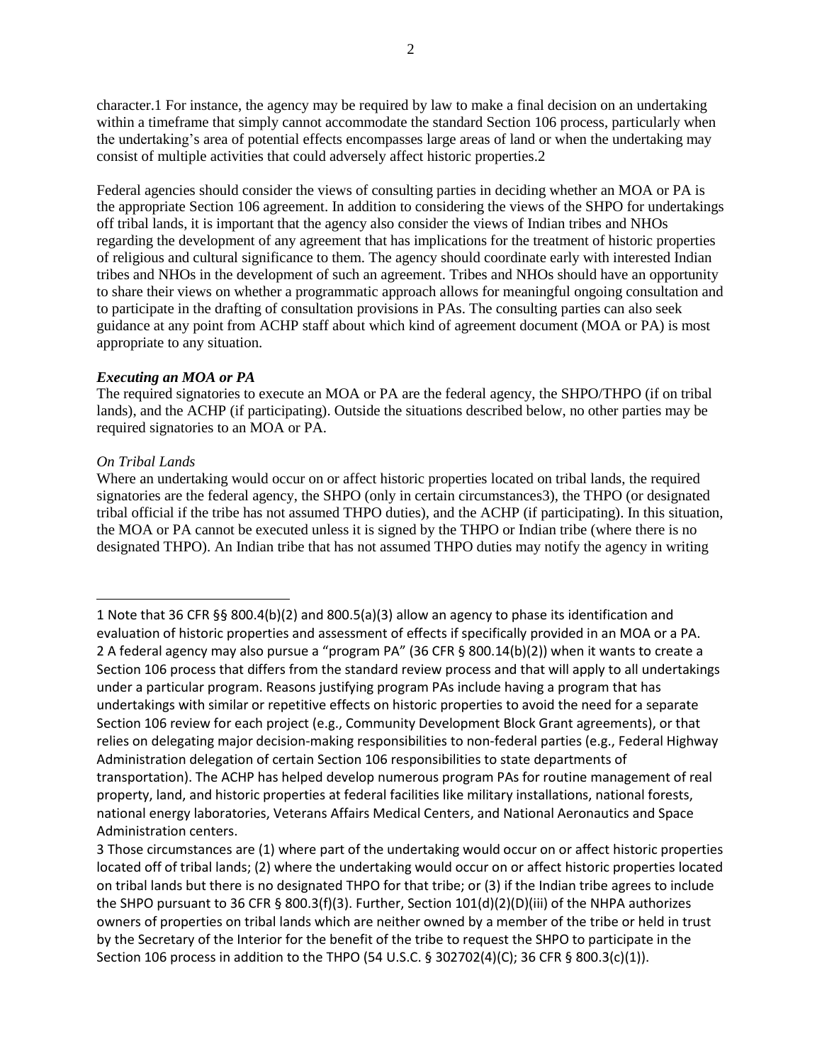character.[1] For instance, the agency may be required by law to make a final decision on an undertaking within a timeframe that simply cannot accommodate the standard Section 106 process, particularly when the undertaking's area of potential effects encompasses large areas of land or when the undertaking may consist of multiple activities that could adversely affect historic properties.[2]

Federal agencies should consider the views of consulting parties in deciding whether an MOA or PA is the appropriate Section 106 agreement. In addition to considering the views of the SHPO for undertakings off tribal lands, it is important that the agency also consider the views of Indian tribes and NHOs regarding the development of any agreement that has implications for the treatment of historic properties of religious and cultural significance to them. The agency should coordinate early with interested Indian tribes and NHOs in the development of such an agreement. Tribes and NHOs should have an opportunity to share their views on whether a programmatic approach allows for meaningful ongoing consultation and to participate in the drafting of consultation provisions in PAs. The consulting parties can also seek guidance at any point from ACHP staff about which kind of agreement document (MOA or PA) is most appropriate to any situation.

***Executing an MOA or PA***

The required signatories to execute an MOA or PA are the federal agency, the SHPO/THPO (if on tribal lands), and the ACHP (if participating). Outside the situations described below, no other parties may be required signatories to an MOA or PA.

*On Tribal Lands*

Where an undertaking would occur on or affect historic properties located on tribal lands, the required signatories are the federal agency, the SHPO (only in certain circumstances[3]), the THPO (or designated tribal official if the tribe has not assumed THPO duties), and the ACHP (if participating). In this situation, the MOA or PA cannot be executed unless it is signed by the THPO or Indian tribe (where there is no designated THPO). An Indian tribe that has not assumed THPO duties may notify the agency in writing

---

1 Note that 36 CFR §§ 800.4(b)(2) and 800.5(a)(3) allow an agency to phase its identification and evaluation of historic properties and assessment of effects if specifically provided in an MOA or a PA.

2 A federal agency may also pursue a "program PA" (36 CFR § 800.14(b)(2)) when it wants to create a Section 106 process that differs from the standard review process and that will apply to all undertakings under a particular program. Reasons justifying program PAs include having a program that has undertakings with similar or repetitive effects on historic properties to avoid the need for a separate Section 106 review for each project (e.g., Community Development Block Grant agreements), or that relies on delegating major decision-making responsibilities to non-federal parties (e.g., Federal Highway Administration delegation of certain Section 106 responsibilities to state departments of transportation). The ACHP has helped develop numerous program PAs for routine management of real property, land, and historic properties at federal facilities like military installations, national forests, national energy laboratories, Veterans Affairs Medical Centers, and National Aeronautics and Space Administration centers.

3 Those circumstances are (1) where part of the undertaking would occur on or affect historic properties located off of tribal lands; (2) where the undertaking would occur on or affect historic properties located on tribal lands but there is no designated THPO for that tribe; or (3) if the Indian tribe agrees to include the SHPO pursuant to 36 CFR § 800.3(f)(3). Further, Section 101(d)(2)(D)(iii) of the NHPA authorizes owners of properties on tribal lands which are neither owned by a member of the tribe or held in trust by the Secretary of the Interior for the benefit of the tribe to request the SHPO to participate in the Section 106 process in addition to the THPO (54 U.S.C. § 302702(4)(C); 36 CFR § 800.3(c)(1)).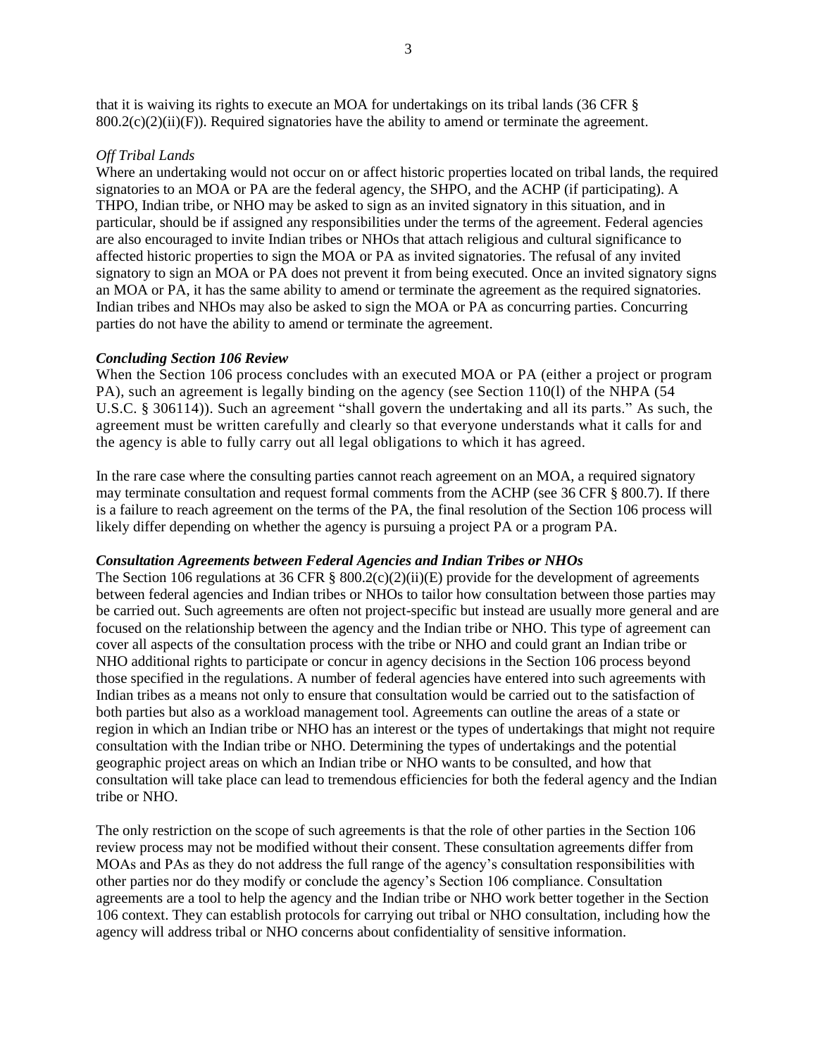that it is waiving its rights to execute an MOA for undertakings on its tribal lands (36 CFR § 800.2(c)(2)(ii)(F)). Required signatories have the ability to amend or terminate the agreement.

*Off Tribal Lands*

Where an undertaking would not occur on or affect historic properties located on tribal lands, the required signatories to an MOA or PA are the federal agency, the SHPO, and the ACHP (if participating). A THPO, Indian tribe, or NHO may be asked to sign as an invited signatory in this situation, and in particular, should be if assigned any responsibilities under the terms of the agreement. Federal agencies are also encouraged to invite Indian tribes or NHOs that attach religious and cultural significance to affected historic properties to sign the MOA or PA as invited signatories. The refusal of any invited signatory to sign an MOA or PA does not prevent it from being executed. Once an invited signatory signs an MOA or PA, it has the same ability to amend or terminate the agreement as the required signatories. Indian tribes and NHOs may also be asked to sign the MOA or PA as concurring parties. Concurring parties do not have the ability to amend or terminate the agreement.

***Concluding Section 106 Review***

When the Section 106 process concludes with an executed MOA or PA (either a project or program PA), such an agreement is legally binding on the agency (see Section 110(l) of the NHPA (54 U.S.C. § 306114)). Such an agreement "shall govern the undertaking and all its parts." As such, the agreement must be written carefully and clearly so that everyone understands what it calls for and the agency is able to fully carry out all legal obligations to which it has agreed.

In the rare case where the consulting parties cannot reach agreement on an MOA, a required signatory may terminate consultation and request formal comments from the ACHP (see 36 CFR § 800.7). If there is a failure to reach agreement on the terms of the PA, the final resolution of the Section 106 process will likely differ depending on whether the agency is pursuing a project PA or a program PA.

***Consultation Agreements between Federal Agencies and Indian Tribes or NHOs***

The Section 106 regulations at 36 CFR § 800.2(c)(2)(ii)(E) provide for the development of agreements between federal agencies and Indian tribes or NHOs to tailor how consultation between those parties may be carried out. Such agreements are often not project-specific but instead are usually more general and are focused on the relationship between the agency and the Indian tribe or NHO. This type of agreement can cover all aspects of the consultation process with the tribe or NHO and could grant an Indian tribe or NHO additional rights to participate or concur in agency decisions in the Section 106 process beyond those specified in the regulations. A number of federal agencies have entered into such agreements with Indian tribes as a means not only to ensure that consultation would be carried out to the satisfaction of both parties but also as a workload management tool. Agreements can outline the areas of a state or region in which an Indian tribe or NHO has an interest or the types of undertakings that might not require consultation with the Indian tribe or NHO. Determining the types of undertakings and the potential geographic project areas on which an Indian tribe or NHO wants to be consulted, and how that consultation will take place can lead to tremendous efficiencies for both the federal agency and the Indian tribe or NHO.

The only restriction on the scope of such agreements is that the role of other parties in the Section 106 review process may not be modified without their consent. These consultation agreements differ from MOAs and PAs as they do not address the full range of the agency's consultation responsibilities with other parties nor do they modify or conclude the agency's Section 106 compliance. Consultation agreements are a tool to help the agency and the Indian tribe or NHO work better together in the Section 106 context. They can establish protocols for carrying out tribal or NHO consultation, including how the agency will address tribal or NHO concerns about confidentiality of sensitive information.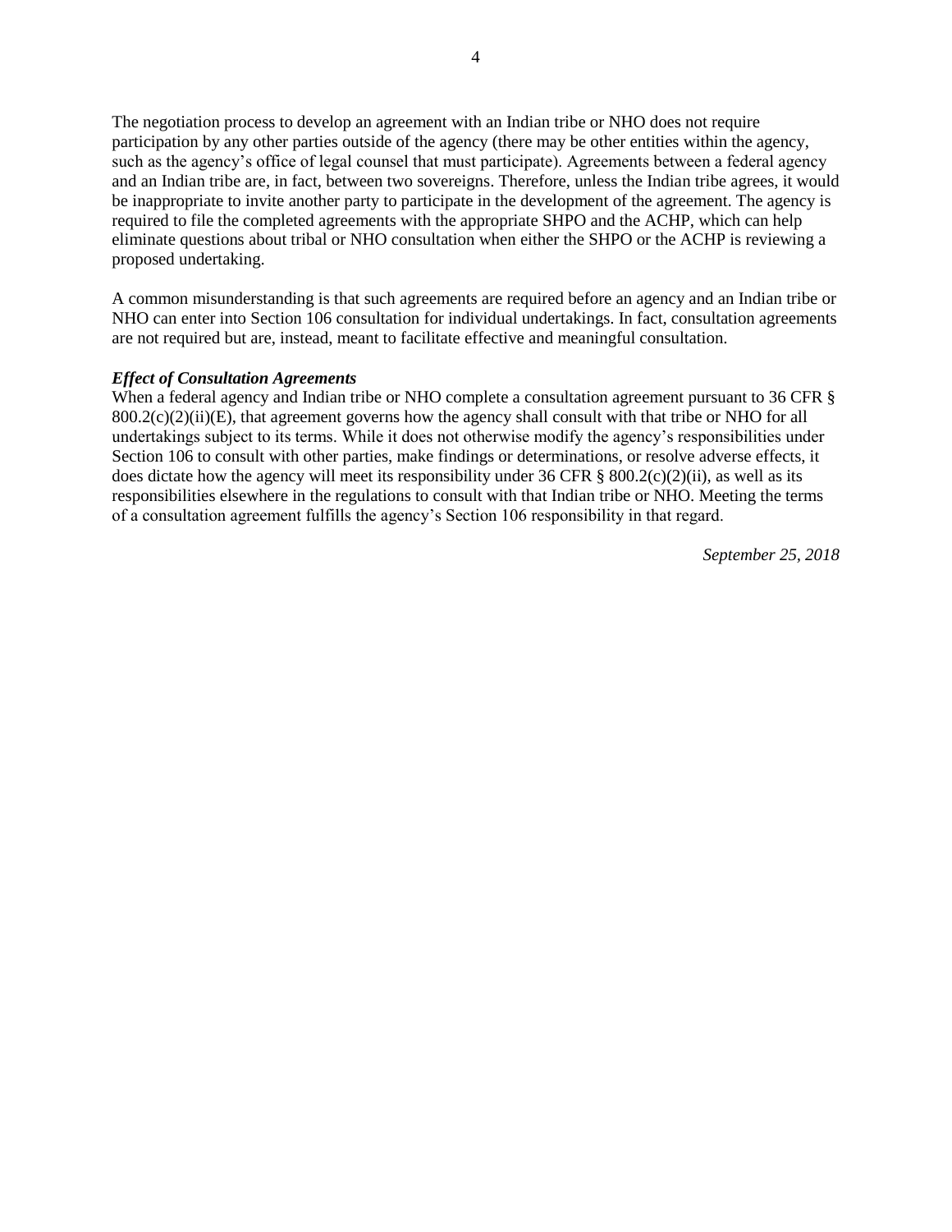The negotiation process to develop an agreement with an Indian tribe or NHO does not require participation by any other parties outside of the agency (there may be other entities within the agency, such as the agency's office of legal counsel that must participate). Agreements between a federal agency and an Indian tribe are, in fact, between two sovereigns. Therefore, unless the Indian tribe agrees, it would be inappropriate to invite another party to participate in the development of the agreement. The agency is required to file the completed agreements with the appropriate SHPO and the ACHP, which can help eliminate questions about tribal or NHO consultation when either the SHPO or the ACHP is reviewing a proposed undertaking.

A common misunderstanding is that such agreements are required before an agency and an Indian tribe or NHO can enter into Section 106 consultation for individual undertakings. In fact, consultation agreements are not required but are, instead, meant to facilitate effective and meaningful consultation.

***Effect of Consultation Agreements***

When a federal agency and Indian tribe or NHO complete a consultation agreement pursuant to 36 CFR § 800.2(c)(2)(ii)(E), that agreement governs how the agency shall consult with that tribe or NHO for all undertakings subject to its terms. While it does not otherwise modify the agency's responsibilities under Section 106 to consult with other parties, make findings or determinations, or resolve adverse effects, it does dictate how the agency will meet its responsibility under 36 CFR § 800.2(c)(2)(ii), as well as its responsibilities elsewhere in the regulations to consult with that Indian tribe or NHO. Meeting the terms of a consultation agreement fulfills the agency's Section 106 responsibility in that regard.

*September 25, 2018*